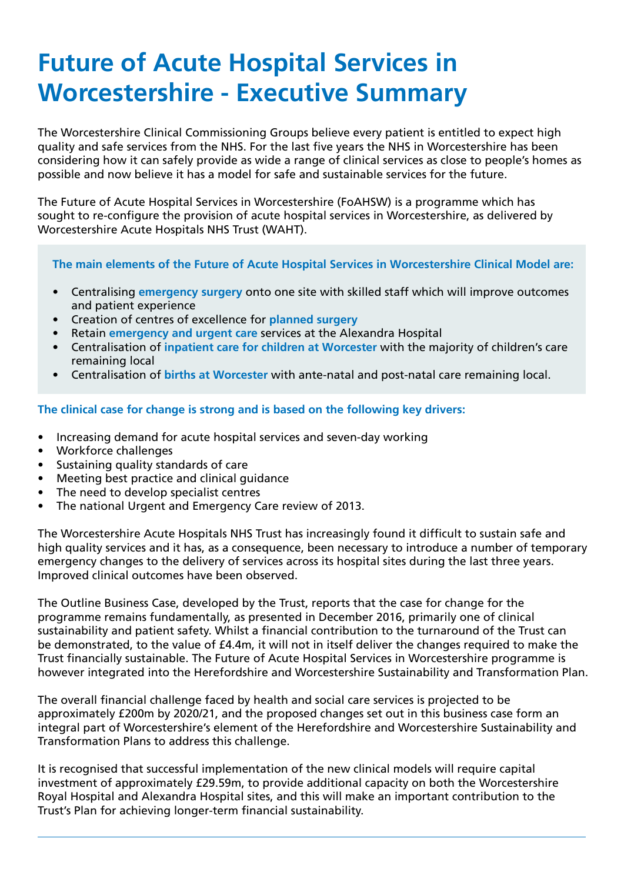# Future of Acute Hospital Services in Worcestershire - Executive Summary

The Worcestershire Clinical Commissioning Groups believe every patient is entitled to expect high quality and safe services from the NHS. For the last five years the NHS in Worcestershire has been considering how it can safely provide as wide a range of clinical services as close to people's homes as possible and now believe it has a model for safe and sustainable services for the future.

The Future of Acute Hospital Services in Worcestershire (FoAHSW) is a programme which has sought to re-configure the provision of acute hospital services in Worcestershire, as delivered by Worcestershire Acute Hospitals NHS Trust (WAHT).

**The main elements of the Future of Acute Hospital Services in Worcestershire Clinical Model are:**

- Centralising **emergency surgery** onto one site with skilled staff which will improve outcomes and patient experience
- Creation of centres of excellence for **planned surgery**
- Retain **emergency and urgent care** services at the Alexandra Hospital
- Centralisation of **inpatient care for children at Worcester** with the majority of children's care remaining local
- Centralisation of **births at Worcester** with ante-natal and post-natal care remaining local.

**The clinical case for change is strong and is based on the following key drivers:**

- Increasing demand for acute hospital services and seven-day working
- Workforce challenges
- Sustaining quality standards of care
- Meeting best practice and clinical guidance
- The need to develop specialist centres
- The national Urgent and Emergency Care review of 2013.

The Worcestershire Acute Hospitals NHS Trust has increasingly found it difficult to sustain safe and high quality services and it has, as a consequence, been necessary to introduce a number of temporary emergency changes to the delivery of services across its hospital sites during the last three years. Improved clinical outcomes have been observed.

The Outline Business Case, developed by the Trust, reports that the case for change for the programme remains fundamentally, as presented in December 2016, primarily one of clinical sustainability and patient safety. Whilst a financial contribution to the turnaround of the Trust can be demonstrated, to the value of £4.4m, it will not in itself deliver the changes required to make the Trust financially sustainable. The Future of Acute Hospital Services in Worcestershire programme is however integrated into the Herefordshire and Worcestershire Sustainability and Transformation Plan.

The overall financial challenge faced by health and social care services is projected to be approximately £200m by 2020/21, and the proposed changes set out in this business case form an integral part of Worcestershire's element of the Herefordshire and Worcestershire Sustainability and Transformation Plans to address this challenge.

It is recognised that successful implementation of the new clinical models will require capital investment of approximately £29.59m, to provide additional capacity on both the Worcestershire Royal Hospital and Alexandra Hospital sites, and this will make an important contribution to the Trust's Plan for achieving longer-term financial sustainability.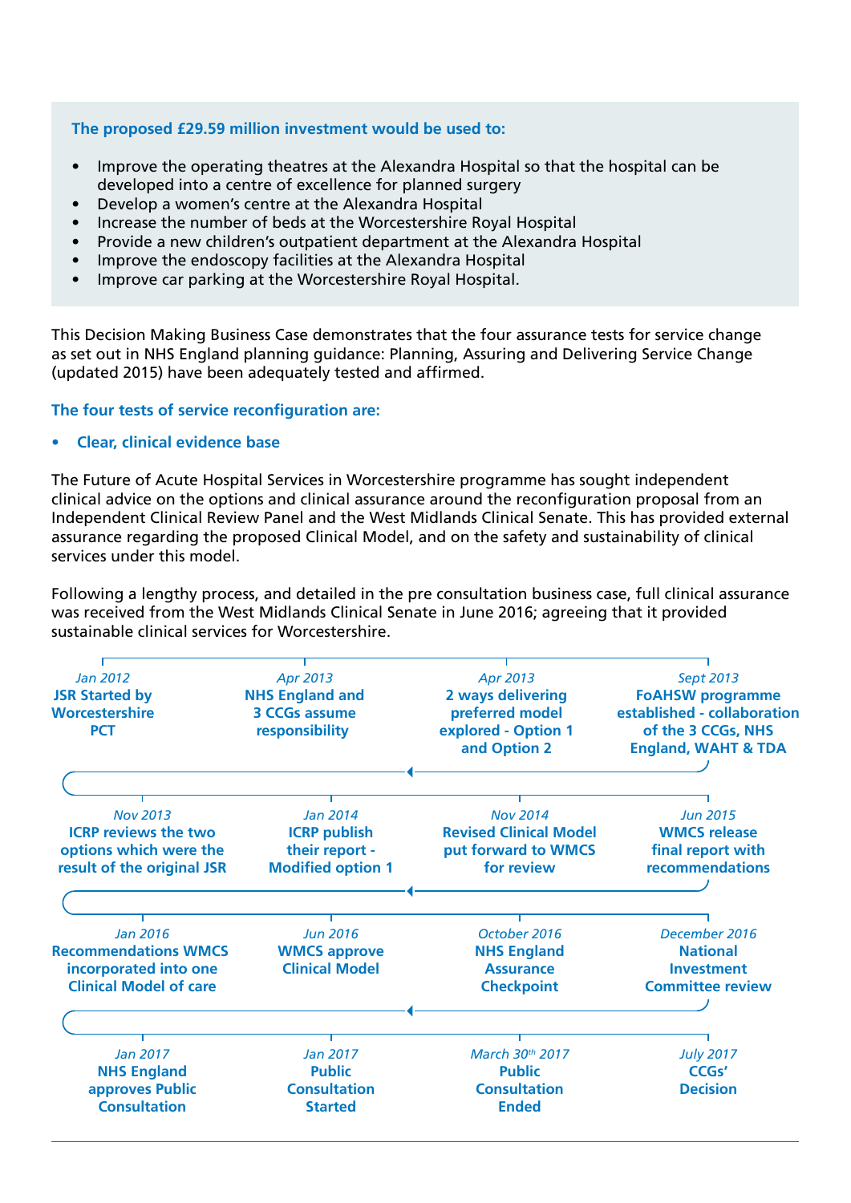**The proposed £29.59 million investment would be used to:**

- Improve the operating theatres at the Alexandra Hospital so that the hospital can be developed into a centre of excellence for planned surgery
- Develop a women's centre at the Alexandra Hospital
- Increase the number of beds at the Worcestershire Royal Hospital
- Provide a new children's outpatient department at the Alexandra Hospital
- Improve the endoscopy facilities at the Alexandra Hospital
- Improve car parking at the Worcestershire Royal Hospital.

This Decision Making Business Case demonstrates that the four assurance tests for service change as set out in NHS England planning guidance: Planning, Assuring and Delivering Service Change (updated 2015) have been adequately tested and affirmed.

**The four tests of service reconfiguration are:**

- **Clear, clinical evidence base**

The Future of Acute Hospital Services in Worcestershire programme has sought independent clinical advice on the options and clinical assurance around the reconfiguration proposal from an Independent Clinical Review Panel and the West Midlands Clinical Senate. This has provided external assurance regarding the proposed Clinical Model, and on the safety and sustainability of clinical services under this model.

Following a lengthy process, and detailed in the pre consultation business case, full clinical assurance was received from the West Midlands Clinical Senate in June 2016; agreeing that it provided sustainable clinical services for Worcestershire.

- *Jan 2012* – **JSR Started by Worcestershire PCT**
- *Apr 2013* – **NHS England and 3 CCGs assume responsibility**
- *Apr 2013* – **2 ways delivering preferred model explored - Option 1 and Option 2**
- *Sept 2013* – **FoAHSW programme established - collaboration of the 3 CCGs, NHS England, WAHT & TDA**
- *Nov 2013* – **ICRP reviews the two options which were the result of the original JSR**
- *Jan 2014* – **ICRP publish their report - Modified option 1**
- *Nov 2014* – **Revised Clinical Model put forward to WMCS for review**
- *Jun 2015* – **WMCS release final report with recommendations**
- *Jan 2016* – **Recommendations WMCS incorporated into one Clinical Model of care**
- *Jun 2016* – **WMCS approve Clinical Model**
- *October 2016* – **NHS England Assurance Checkpoint**
- *December 2016* – **National Investment Committee review**
- *Jan 2017* – **NHS England approves Public Consultation**
- *Jan 2017* – **Public Consultation Started**
- *March 30th 2017* – **Public Consultation Ended**
- *July 2017* – **CCGs' Decision**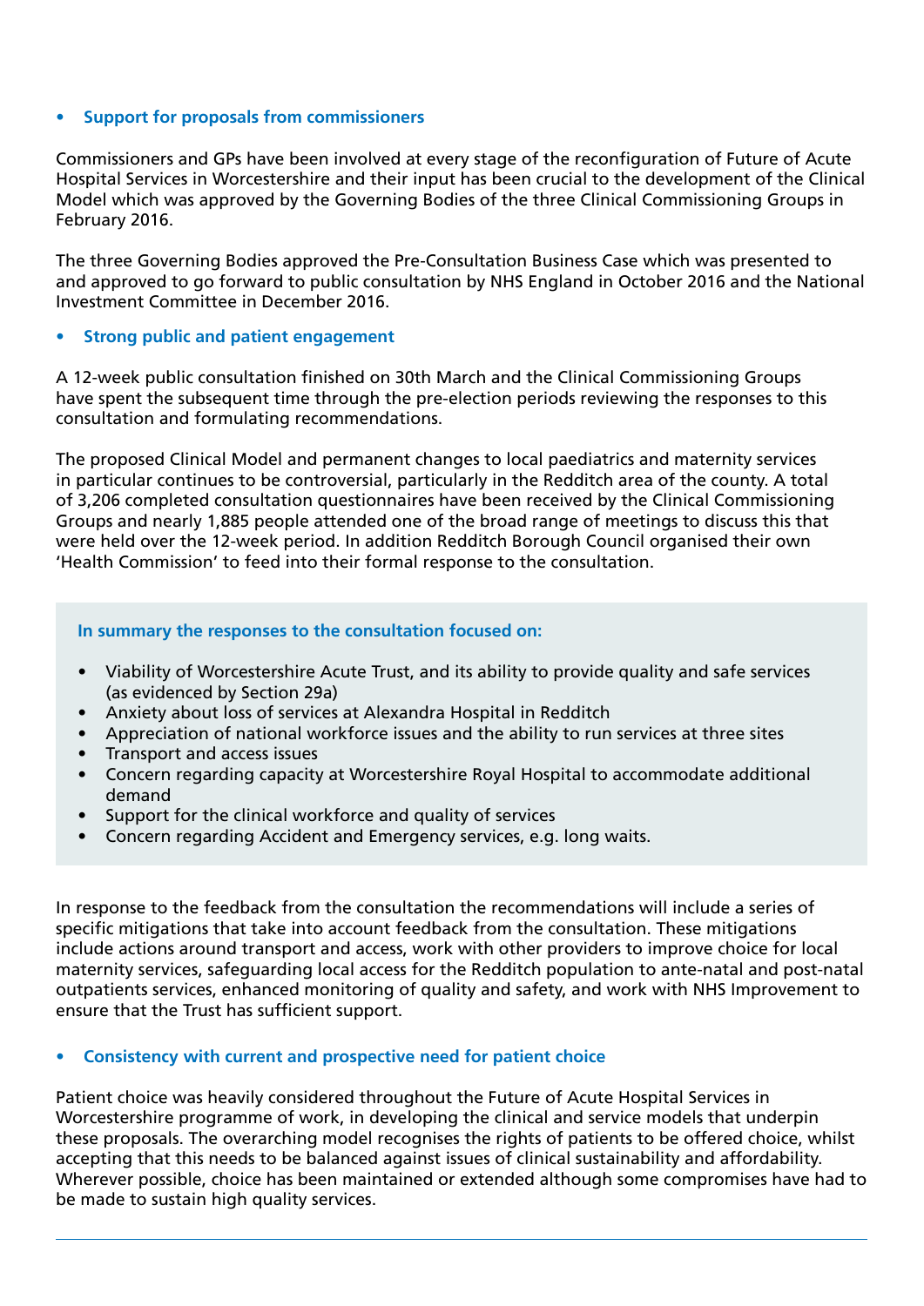- **Support for proposals from commissioners**

Commissioners and GPs have been involved at every stage of the reconfiguration of Future of Acute Hospital Services in Worcestershire and their input has been crucial to the development of the Clinical Model which was approved by the Governing Bodies of the three Clinical Commissioning Groups in February 2016.

The three Governing Bodies approved the Pre-Consultation Business Case which was presented to and approved to go forward to public consultation by NHS England in October 2016 and the National Investment Committee in December 2016.

- **Strong public and patient engagement**

A 12-week public consultation finished on 30th March and the Clinical Commissioning Groups have spent the subsequent time through the pre-election periods reviewing the responses to this consultation and formulating recommendations.

The proposed Clinical Model and permanent changes to local paediatrics and maternity services in particular continues to be controversial, particularly in the Redditch area of the county. A total of 3,206 completed consultation questionnaires have been received by the Clinical Commissioning Groups and nearly 1,885 people attended one of the broad range of meetings to discuss this that were held over the 12-week period. In addition Redditch Borough Council organised their own 'Health Commission' to feed into their formal response to the consultation.

**In summary the responses to the consultation focused on:**

- Viability of Worcestershire Acute Trust, and its ability to provide quality and safe services (as evidenced by Section 29a)
- Anxiety about loss of services at Alexandra Hospital in Redditch
- Appreciation of national workforce issues and the ability to run services at three sites
- Transport and access issues
- Concern regarding capacity at Worcestershire Royal Hospital to accommodate additional demand
- Support for the clinical workforce and quality of services
- Concern regarding Accident and Emergency services, e.g. long waits.

In response to the feedback from the consultation the recommendations will include a series of specific mitigations that take into account feedback from the consultation. These mitigations include actions around transport and access, work with other providers to improve choice for local maternity services, safeguarding local access for the Redditch population to ante-natal and post-natal outpatients services, enhanced monitoring of quality and safety, and work with NHS Improvement to ensure that the Trust has sufficient support.

- **Consistency with current and prospective need for patient choice**

Patient choice was heavily considered throughout the Future of Acute Hospital Services in Worcestershire programme of work, in developing the clinical and service models that underpin these proposals. The overarching model recognises the rights of patients to be offered choice, whilst accepting that this needs to be balanced against issues of clinical sustainability and affordability. Wherever possible, choice has been maintained or extended although some compromises have had to be made to sustain high quality services.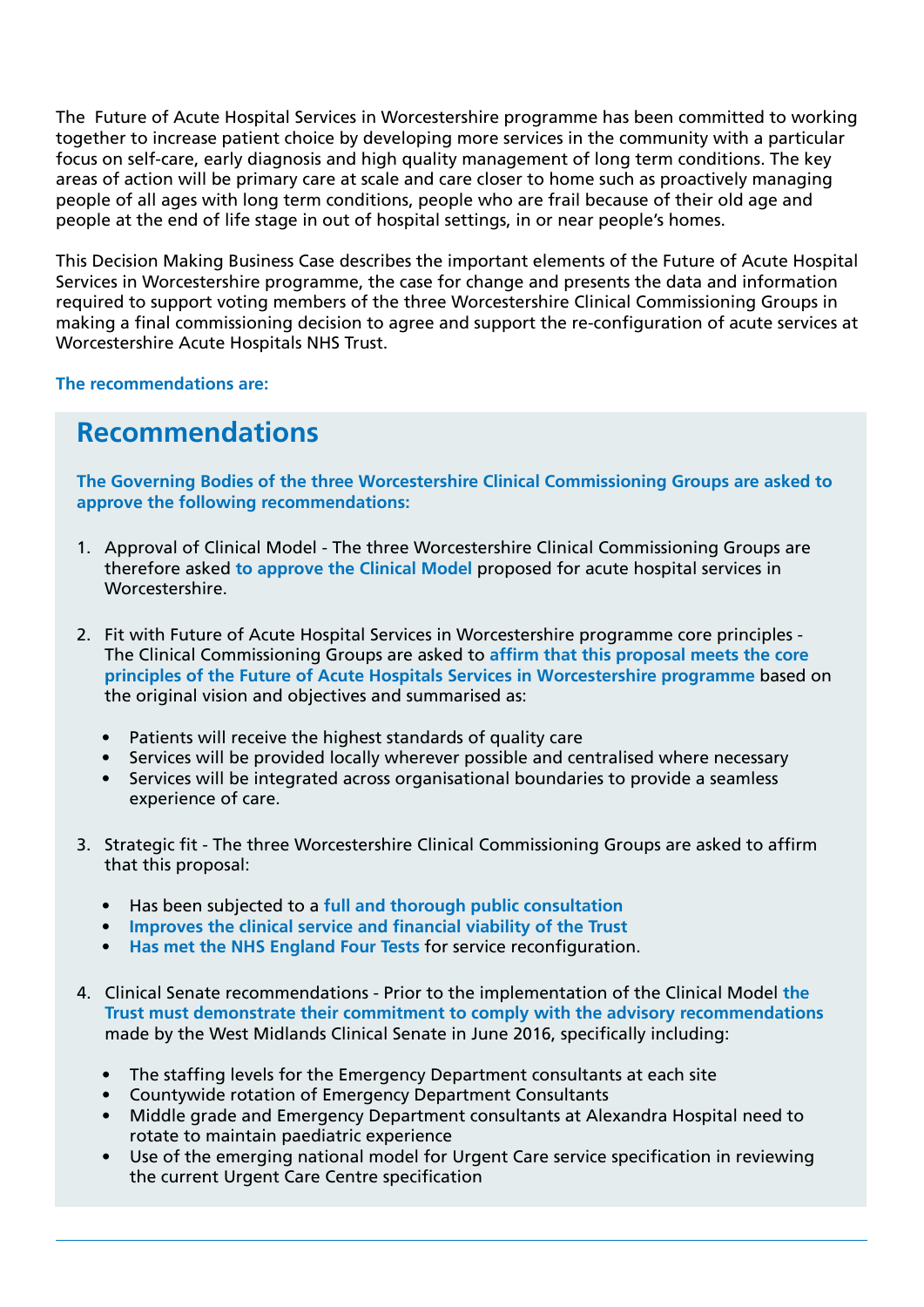The  Future of Acute Hospital Services in Worcestershire programme has been committed to working together to increase patient choice by developing more services in the community with a particular focus on self-care, early diagnosis and high quality management of long term conditions. The key areas of action will be primary care at scale and care closer to home such as proactively managing people of all ages with long term conditions, people who are frail because of their old age and people at the end of life stage in out of hospital settings, in or near people's homes.

This Decision Making Business Case describes the important elements of the Future of Acute Hospital Services in Worcestershire programme, the case for change and presents the data and information required to support voting members of the three Worcestershire Clinical Commissioning Groups in making a final commissioning decision to agree and support the re-configuration of acute services at Worcestershire Acute Hospitals NHS Trust.

**The recommendations are:**

## Recommendations

**The Governing Bodies of the three Worcestershire Clinical Commissioning Groups are asked to approve the following recommendations:**

1. Approval of Clinical Model - The three Worcestershire Clinical Commissioning Groups are therefore asked **to approve the Clinical Model** proposed for acute hospital services in Worcestershire.

2. Fit with Future of Acute Hospital Services in Worcestershire programme core principles - The Clinical Commissioning Groups are asked to **affirm that this proposal meets the core principles of the Future of Acute Hospitals Services in Worcestershire programme** based on the original vision and objectives and summarised as:

   - Patients will receive the highest standards of quality care
   - Services will be provided locally wherever possible and centralised where necessary
   - Services will be integrated across organisational boundaries to provide a seamless experience of care.

3. Strategic fit - The three Worcestershire Clinical Commissioning Groups are asked to affirm that this proposal:

   - Has been subjected to a **full and thorough public consultation**
   - **Improves the clinical service and financial viability of the Trust**
   - **Has met the NHS England Four Tests** for service reconfiguration.

4. Clinical Senate recommendations - Prior to the implementation of the Clinical Model **the Trust must demonstrate their commitment to comply with the advisory recommendations** made by the West Midlands Clinical Senate in June 2016, specifically including:

   - The staffing levels for the Emergency Department consultants at each site
   - Countywide rotation of Emergency Department Consultants
   - Middle grade and Emergency Department consultants at Alexandra Hospital need to rotate to maintain paediatric experience
   - Use of the emerging national model for Urgent Care service specification in reviewing the current Urgent Care Centre specification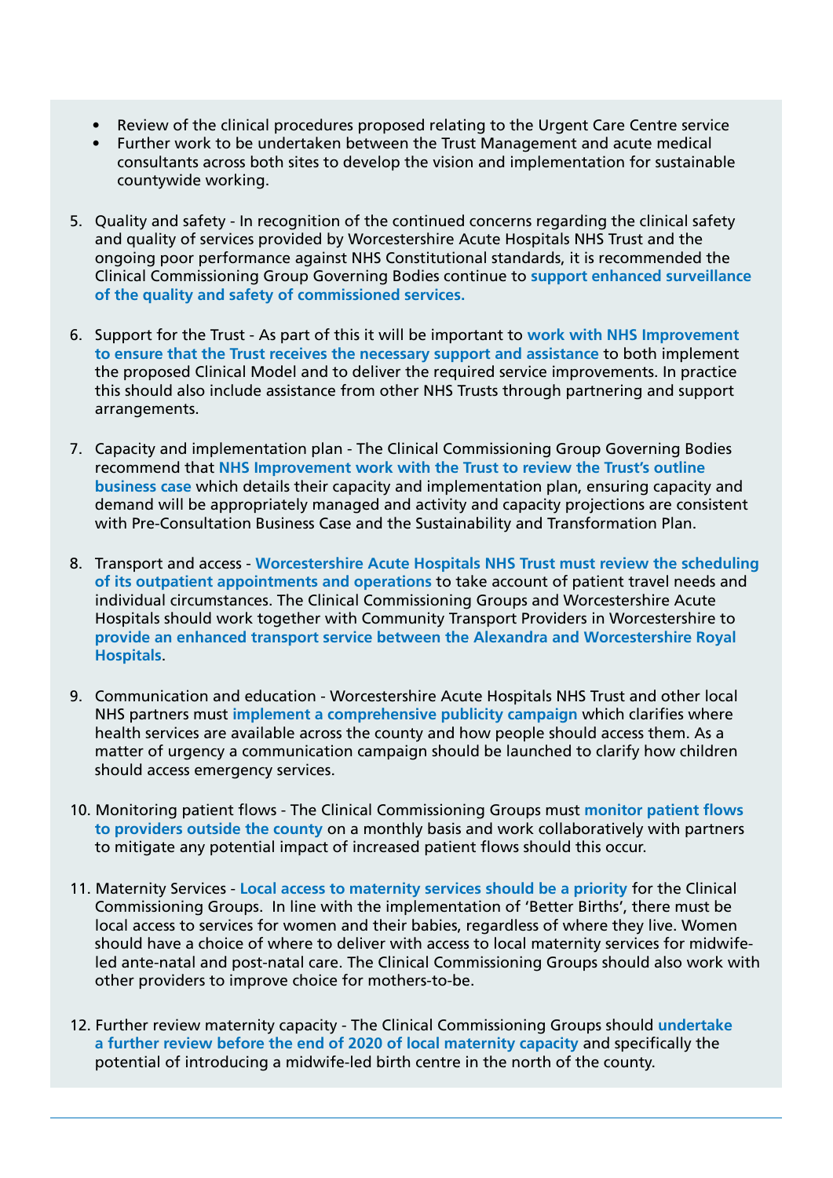- Review of the clinical procedures proposed relating to the Urgent Care Centre service
- Further work to be undertaken between the Trust Management and acute medical consultants across both sites to develop the vision and implementation for sustainable countywide working.

5. Quality and safety - In recognition of the continued concerns regarding the clinical safety and quality of services provided by Worcestershire Acute Hospitals NHS Trust and the ongoing poor performance against NHS Constitutional standards, it is recommended the Clinical Commissioning Group Governing Bodies continue to **support enhanced surveillance of the quality and safety of commissioned services.**

6. Support for the Trust - As part of this it will be important to **work with NHS Improvement to ensure that the Trust receives the necessary support and assistance** to both implement the proposed Clinical Model and to deliver the required service improvements. In practice this should also include assistance from other NHS Trusts through partnering and support arrangements.

7. Capacity and implementation plan - The Clinical Commissioning Group Governing Bodies recommend that **NHS Improvement work with the Trust to review the Trust's outline business case** which details their capacity and implementation plan, ensuring capacity and demand will be appropriately managed and activity and capacity projections are consistent with Pre-Consultation Business Case and the Sustainability and Transformation Plan.

8. Transport and access - **Worcestershire Acute Hospitals NHS Trust must review the scheduling of its outpatient appointments and operations** to take account of patient travel needs and individual circumstances. The Clinical Commissioning Groups and Worcestershire Acute Hospitals should work together with Community Transport Providers in Worcestershire to **provide an enhanced transport service between the Alexandra and Worcestershire Royal Hospitals**.

9. Communication and education - Worcestershire Acute Hospitals NHS Trust and other local NHS partners must **implement a comprehensive publicity campaign** which clarifies where health services are available across the county and how people should access them. As a matter of urgency a communication campaign should be launched to clarify how children should access emergency services.

10. Monitoring patient flows - The Clinical Commissioning Groups must **monitor patient flows to providers outside the county** on a monthly basis and work collaboratively with partners to mitigate any potential impact of increased patient flows should this occur.

11. Maternity Services - **Local access to maternity services should be a priority** for the Clinical Commissioning Groups. In line with the implementation of 'Better Births', there must be local access to services for women and their babies, regardless of where they live. Women should have a choice of where to deliver with access to local maternity services for midwife-led ante-natal and post-natal care. The Clinical Commissioning Groups should also work with other providers to improve choice for mothers-to-be.

12. Further review maternity capacity - The Clinical Commissioning Groups should **undertake a further review before the end of 2020 of local maternity capacity** and specifically the potential of introducing a midwife-led birth centre in the north of the county.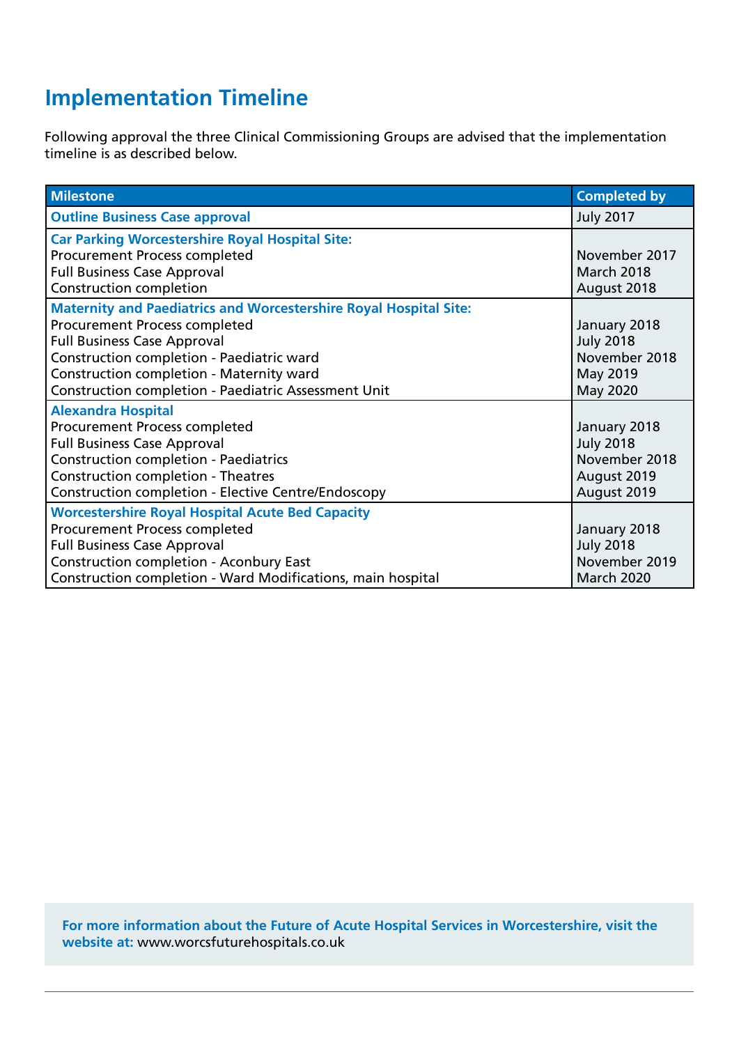# Implementation Timeline

Following approval the three Clinical Commissioning Groups are advised that the implementation timeline is as described below.

| Milestone | Completed by |
| --- | --- |
| **Outline Business Case approval** | July 2017 |
| **Car Parking Worcestershire Royal Hospital Site:** | |
| Procurement Process completed | November 2017 |
| Full Business Case Approval | March 2018 |
| Construction completion | August 2018 |
| **Maternity and Paediatrics and Worcestershire Royal Hospital Site:** | |
| Procurement Process completed | January 2018 |
| Full Business Case Approval | July 2018 |
| Construction completion - Paediatric ward | November 2018 |
| Construction completion - Maternity ward | May 2019 |
| Construction completion - Paediatric Assessment Unit | May 2020 |
| **Alexandra Hospital** | |
| Procurement Process completed | January 2018 |
| Full Business Case Approval | July 2018 |
| Construction completion - Paediatrics | November 2018 |
| Construction completion - Theatres | August 2019 |
| Construction completion - Elective Centre/Endoscopy | August 2019 |
| **Worcestershire Royal Hospital Acute Bed Capacity** | |
| Procurement Process completed | January 2018 |
| Full Business Case Approval | July 2018 |
| Construction completion - Aconbury East | November 2019 |
| Construction completion - Ward Modifications, main hospital | March 2020 |

**For more information about the Future of Acute Hospital Services in Worcestershire, visit the website at:** www.worcsfuturehospitals.co.uk